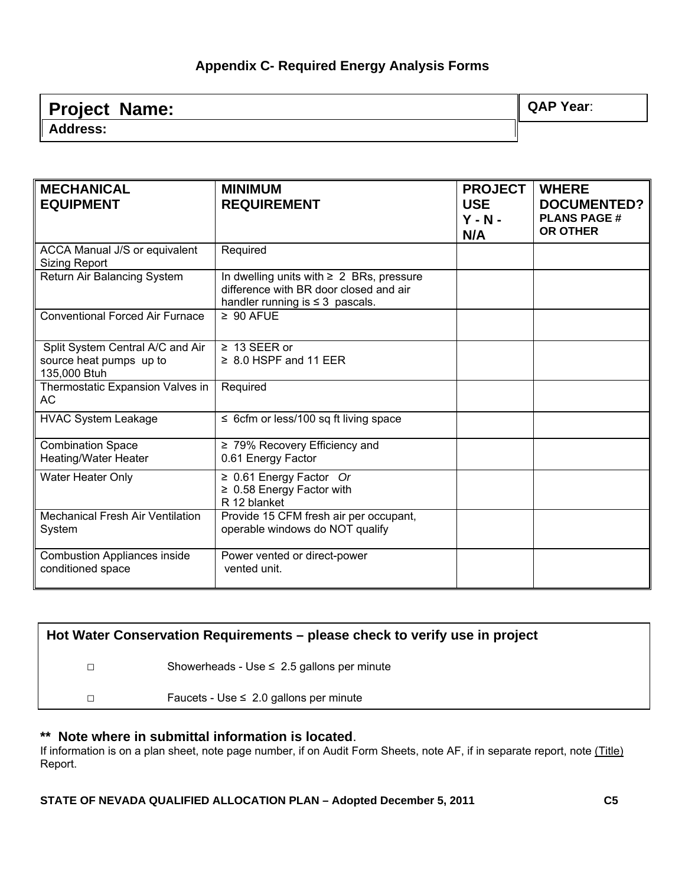# Appendix C- Required Energy Analysis Forms

| **Project Name:** | **QAP Year**: |
|---|---|
| **Address:** | |

| **MECHANICAL EQUIPMENT** | **MINIMUM REQUIREMENT** | **PROJECT USE Y - N - N/A** | **WHERE DOCUMENTED? PLANS PAGE # OR OTHER** |
|---|---|---|---|
| ACCA Manual J/S or equivalent Sizing Report | Required | | |
| Return Air Balancing System | In dwelling units with ≥ 2 BRs, pressure difference with BR door closed and air handler running is ≤ 3 pascals. | | |
| Conventional Forced Air Furnace | ≥ 90 AFUE | | |
| Split System Central A/C and Air source heat pumps up to 135,000 Btuh | ≥ 13 SEER or<br>≥ 8.0 HSPF and 11 EER | | |
| Thermostatic Expansion Valves in AC | Required | | |
| HVAC System Leakage | ≤ 6cfm or less/100 sq ft living space | | |
| Combination Space Heating/Water Heater | ≥ 79% Recovery Efficiency and 0.61 Energy Factor | | |
| Water Heater Only | ≥ 0.61 Energy Factor *Or*<br>≥ 0.58 Energy Factor with R 12 blanket | | |
| Mechanical Fresh Air Ventilation System | Provide 15 CFM fresh air per occupant, operable windows do NOT qualify | | |
| Combustion Appliances inside conditioned space | Power vented or direct-power vented unit. | | |

**Hot Water Conservation Requirements – please check to verify use in project**

□ Showerheads - Use ≤ 2.5 gallons per minute

□ Faucets - Use ≤ 2.0 gallons per minute

**\*\* Note where in submittal information is located**.

If information is on a plan sheet, note page number, if on Audit Form Sheets, note AF, if in separate report, note (Title) Report.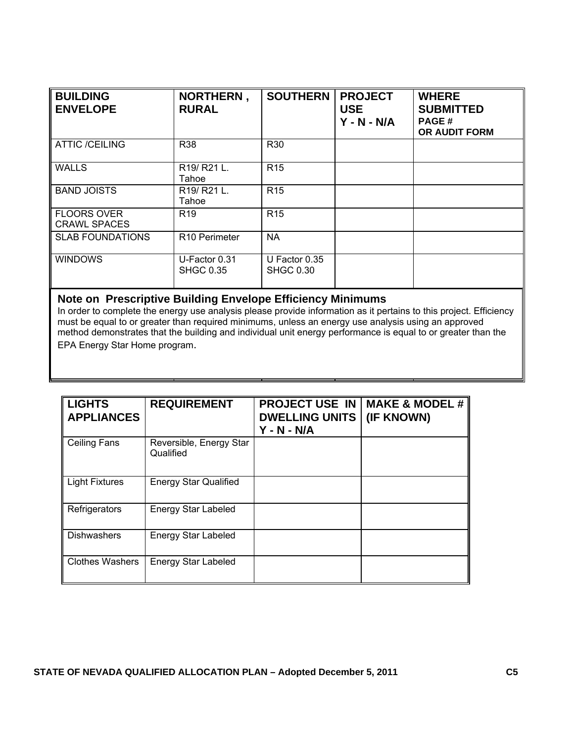| BUILDING ENVELOPE | NORTHERN , RURAL | SOUTHERN | PROJECT USE Y - N - N/A | WHERE SUBMITTED PAGE # OR AUDIT FORM |
|---|---|---|---|---|
| ATTIC /CEILING | R38 | R30 | | |
| WALLS | R19/ R21 L. Tahoe | R15 | | |
| BAND JOISTS | R19/ R21 L. Tahoe | R15 | | |
| FLOORS OVER CRAWL SPACES | R19 | R15 | | |
| SLAB FOUNDATIONS | R10 Perimeter | NA | | |
| WINDOWS | U-Factor 0.31 SHGC 0.35 | U Factor 0.35 SHGC 0.30 | | |

**Note on Prescriptive Building Envelope Efficiency Minimums**

In order to complete the energy use analysis please provide information as it pertains to this project. Efficiency must be equal to or greater than required minimums, unless an energy use analysis using an approved method demonstrates that the building and individual unit energy performance is equal to or greater than the EPA Energy Star Home program.

| LIGHTS APPLIANCES | REQUIREMENT | PROJECT USE IN DWELLING UNITS Y - N - N/A | MAKE & MODEL # (IF KNOWN) |
|---|---|---|---|
| Ceiling Fans | Reversible, Energy Star Qualified | | |
| Light Fixtures | Energy Star Qualified | | |
| Refrigerators | Energy Star Labeled | | |
| Dishwashers | Energy Star Labeled | | |
| Clothes Washers | Energy Star Labeled | | |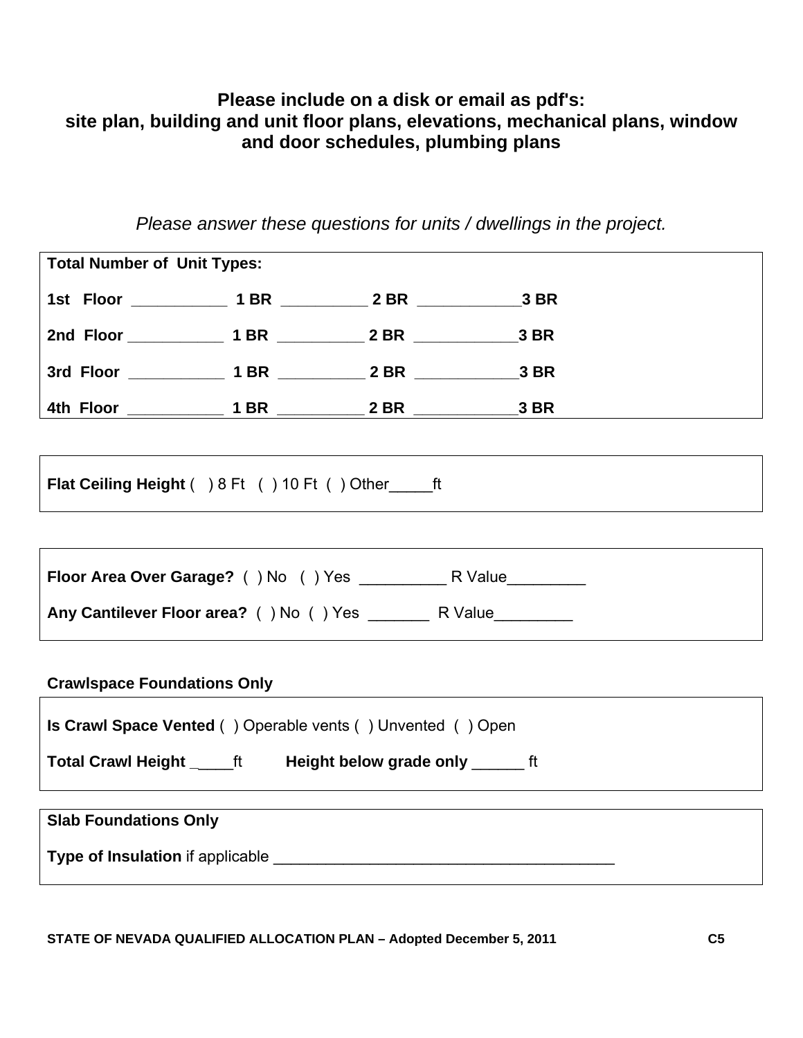**Please include on a disk or email as pdf's:**
**site plan, building and unit floor plans, elevations, mechanical plans, window and door schedules, plumbing plans**

*Please answer these questions for units / dwellings in the project.*

**Total Number of Unit Types:**

**1st Floor** ___________ **1 BR** __________ **2 BR** ____________**3 BR**

**2nd Floor** ___________ **1 BR** __________ **2 BR** ____________**3 BR**

**3rd Floor** ___________ **1 BR** __________ **2 BR** ____________**3 BR**

**4th Floor** ___________ **1 BR** __________ **2 BR** ____________**3 BR**

---

**Flat Ceiling Height** (  ) 8 Ft  (  ) 10 Ft  (  ) Other_____ft

---

**Floor Area Over Garage?** (  ) No  (  ) Yes __________ R Value_________

**Any Cantilever Floor area?** (  ) No  (  ) Yes _______ R Value_________

---

**Crawlspace Foundations Only**

**Is Crawl Space Vented** (  ) Operable vents (  ) Unvented  (  ) Open

**Total Crawl Height** _____ft  **Height below grade only** ______ ft

---

**Slab Foundations Only**

**Type of Insulation** if applicable ________________________________________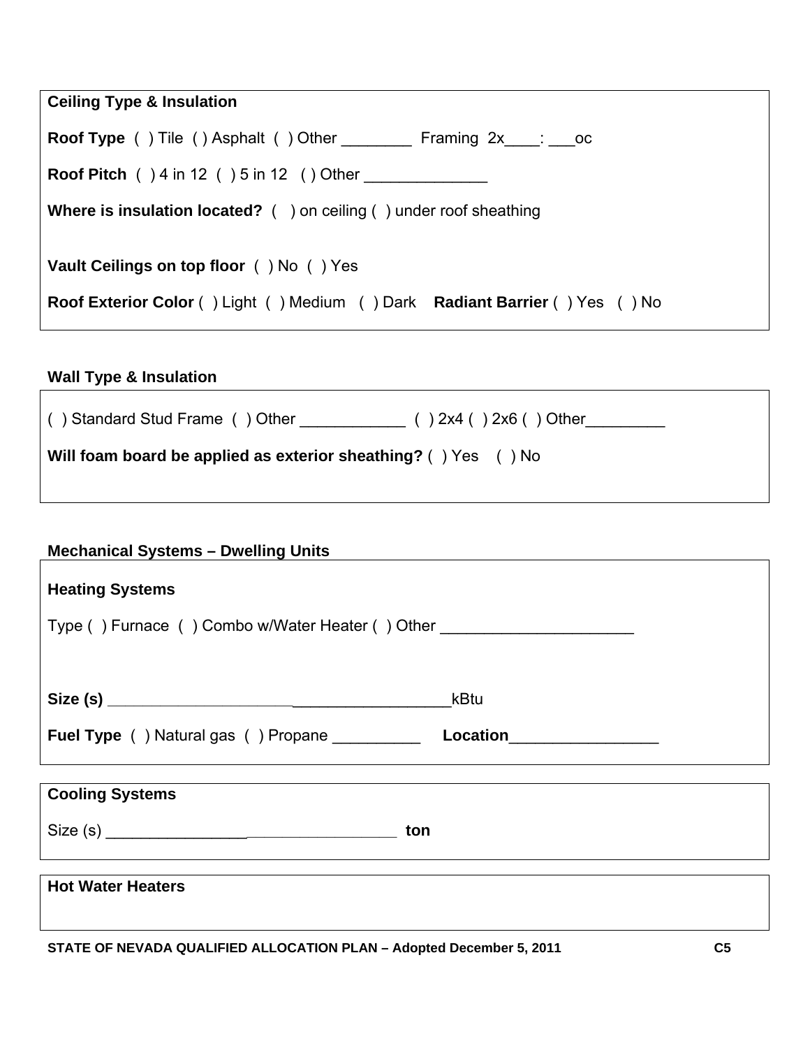**Ceiling Type & Insulation**

**Roof Type** ( ) Tile ( ) Asphalt ( ) Other ________ Framing 2x____: ___oc

**Roof Pitch** ( ) 4 in 12 ( ) 5 in 12 ( ) Other ______________

**Where is insulation located?** ( ) on ceiling ( ) under roof sheathing

**Vault Ceilings on top floor** ( ) No ( ) Yes

**Roof Exterior Color** ( ) Light ( ) Medium ( ) Dark **Radiant Barrier** ( ) Yes ( ) No

**Wall Type & Insulation**

( ) Standard Stud Frame ( ) Other ____________ ( ) 2x4 ( ) 2x6 ( ) Other_________

**Will foam board be applied as exterior sheathing?** ( ) Yes ( ) No

**Mechanical Systems – Dwelling Units**

**Heating Systems**

Type ( ) Furnace ( ) Combo w/Water Heater ( ) Other _____________________

**Size (s)** ______________________________________kBtu

**Fuel Type** ( ) Natural gas ( ) Propane __________ **Location**_________________

**Cooling Systems**

Size (s) _________________________________ **ton**

**Hot Water Heaters**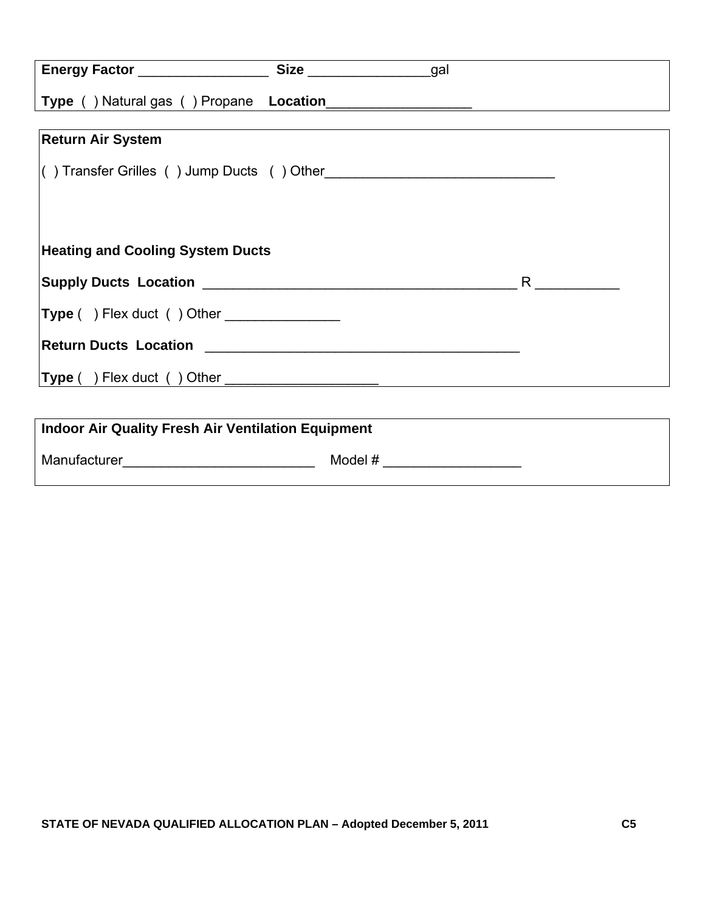**Energy Factor** ________________ **Size** _______________gal

**Type** ( ) Natural gas ( ) Propane **Location**__________________

**Return Air System**

( ) Transfer Grilles ( ) Jump Ducts ( ) Other_____________________________

**Heating and Cooling System Ducts**

**Supply Ducts Location** _______________________________________ R __________

**Type** ( ) Flex duct ( ) Other ______________

**Return Ducts Location** _______________________________________

**Type** ( ) Flex duct ( ) Other ___________________

**Indoor Air Quality Fresh Air Ventilation Equipment**

Manufacturer________________________ Model # _________________